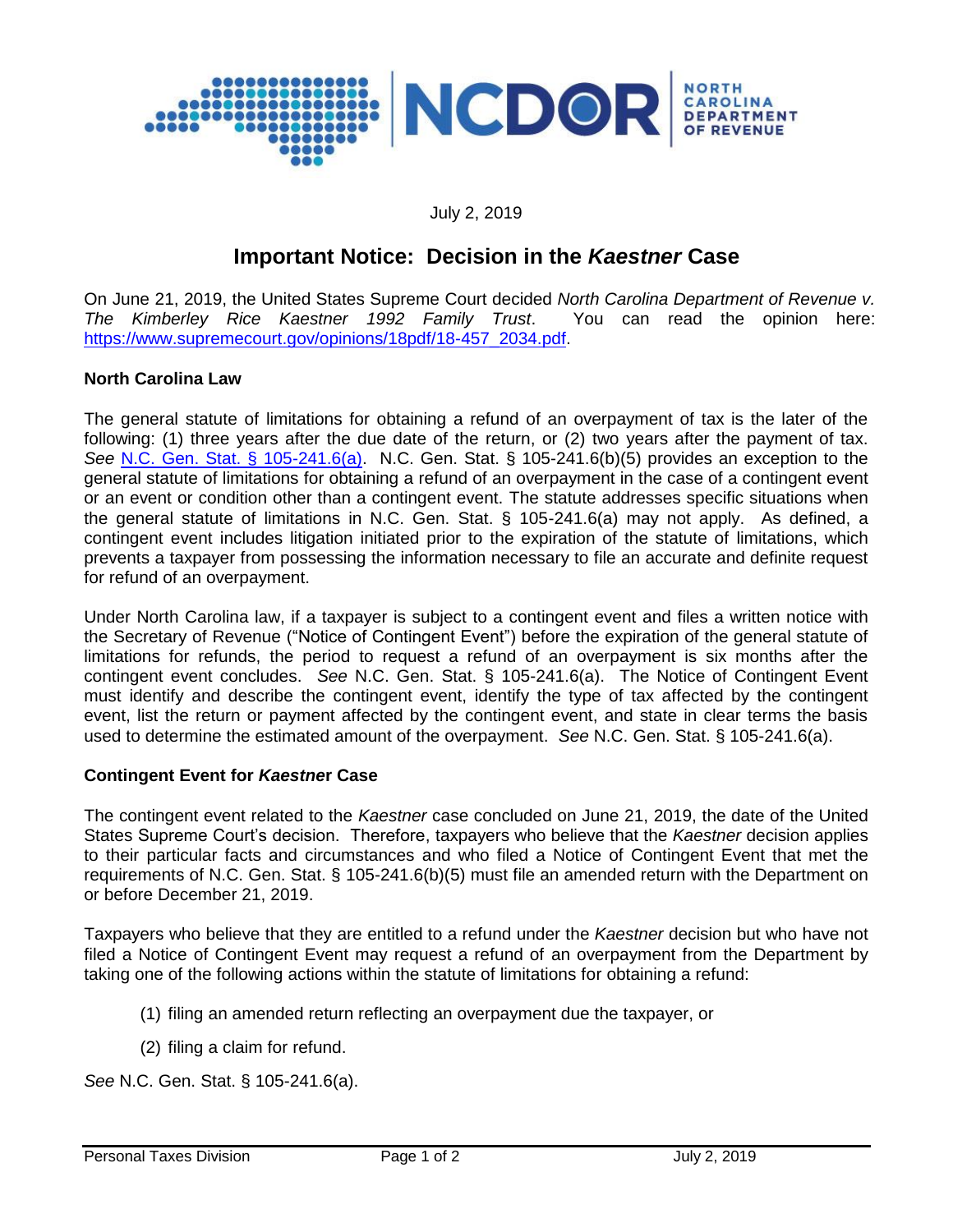July 2, 2019

# Important Notice: Decision in the *Kaestner* Case

On June 21, 2019, the United States Supreme Court decided *North Carolina Department of Revenue v. The Kimberley Rice Kaestner 1992 Family Trust*. You can read the opinion here: [https://www.supremecourt.gov/opinions/18pdf/18-457_2034.pdf](https://www.supremecourt.gov/opinions/18pdf/18-457_2034.pdf).

**North Carolina Law**

The general statute of limitations for obtaining a refund of an overpayment of tax is the later of the following: (1) three years after the due date of the return, or (2) two years after the payment of tax. *See* [N.C. Gen. Stat. § 105-241.6(a)](). N.C. Gen. Stat. § 105-241.6(b)(5) provides an exception to the general statute of limitations for obtaining a refund of an overpayment in the case of a contingent event or an event or condition other than a contingent event. The statute addresses specific situations when the general statute of limitations in N.C. Gen. Stat. § 105-241.6(a) may not apply. As defined, a contingent event includes litigation initiated prior to the expiration of the statute of limitations, which prevents a taxpayer from possessing the information necessary to file an accurate and definite request for refund of an overpayment.

Under North Carolina law, if a taxpayer is subject to a contingent event and files a written notice with the Secretary of Revenue ("Notice of Contingent Event") before the expiration of the general statute of limitations for refunds, the period to request a refund of an overpayment is six months after the contingent event concludes. *See* N.C. Gen. Stat. § 105-241.6(a). The Notice of Contingent Event must identify and describe the contingent event, identify the type of tax affected by the contingent event, list the return or payment affected by the contingent event, and state in clear terms the basis used to determine the estimated amount of the overpayment. *See* N.C. Gen. Stat. § 105-241.6(a).

**Contingent Event for *Kaestner* Case**

The contingent event related to the *Kaestner* case concluded on June 21, 2019, the date of the United States Supreme Court's decision. Therefore, taxpayers who believe that the *Kaestner* decision applies to their particular facts and circumstances and who filed a Notice of Contingent Event that met the requirements of N.C. Gen. Stat. § 105-241.6(b)(5) must file an amended return with the Department on or before December 21, 2019.

Taxpayers who believe that they are entitled to a refund under the *Kaestner* decision but who have not filed a Notice of Contingent Event may request a refund of an overpayment from the Department by taking one of the following actions within the statute of limitations for obtaining a refund:

(1) filing an amended return reflecting an overpayment due the taxpayer, or

(2) filing a claim for refund.

*See* N.C. Gen. Stat. § 105-241.6(a).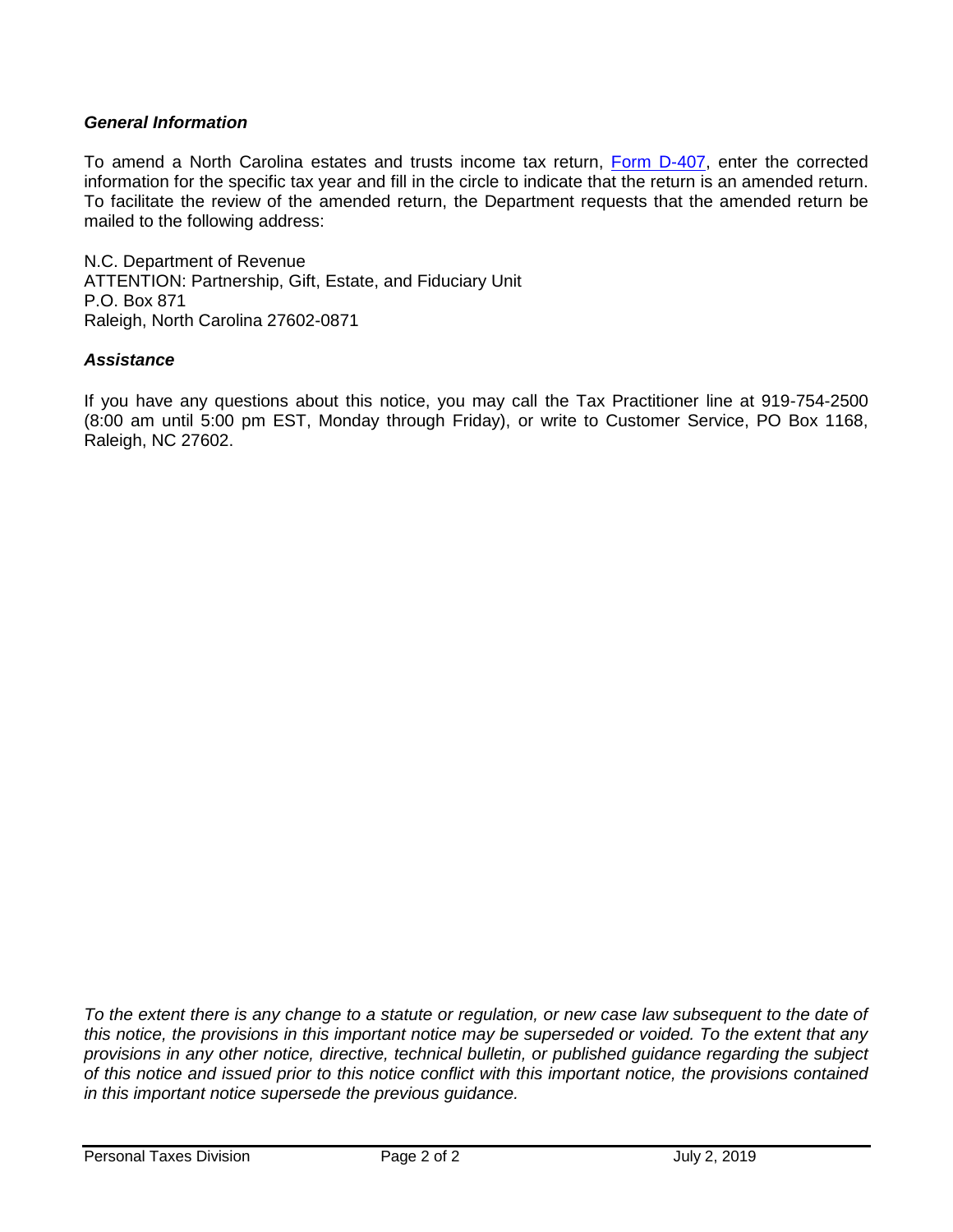### *General Information*

To amend a North Carolina estates and trusts income tax return, Form D-407, enter the corrected information for the specific tax year and fill in the circle to indicate that the return is an amended return. To facilitate the review of the amended return, the Department requests that the amended return be mailed to the following address:

N.C. Department of Revenue
ATTENTION: Partnership, Gift, Estate, and Fiduciary Unit
P.O. Box 871
Raleigh, North Carolina 27602-0871

### *Assistance*

If you have any questions about this notice, you may call the Tax Practitioner line at 919-754-2500 (8:00 am until 5:00 pm EST, Monday through Friday), or write to Customer Service, PO Box 1168, Raleigh, NC 27602.

*To the extent there is any change to a statute or regulation, or new case law subsequent to the date of this notice, the provisions in this important notice may be superseded or voided. To the extent that any provisions in any other notice, directive, technical bulletin, or published guidance regarding the subject of this notice and issued prior to this notice conflict with this important notice, the provisions contained in this important notice supersede the previous guidance.*